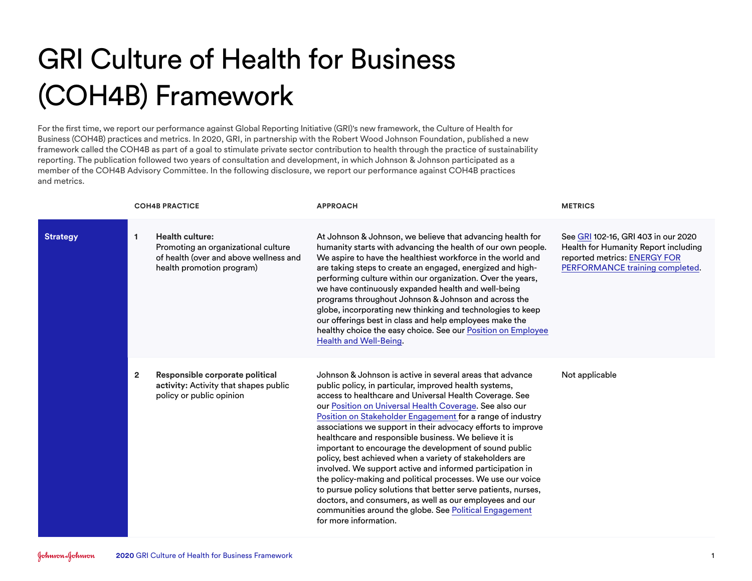# GRI Culture of Health for Business (COH4B) Framework

For the first time, we report our performance against Global Reporting Initiative (GRI)'s new framework, the Culture of Health for Business (COH4B) practices and metrics. In 2020, GRI, in partnership with the Robert Wood Johnson Foundation, published a new framework called the COH4B as part of a goal to stimulate private sector contribution to health through the practice of sustainability reporting. The publication followed two years of consultation and development, in which Johnson & Johnson participated as a member of the COH4B Advisory Committee. In the following disclosure, we report our performance against COH4B practices and metrics.

| | | COH4B PRACTICE | APPROACH | METRICS |
|---|---|---|---|---|
| **Strategy** | 1 | **Health culture:** Promoting an organizational culture of health (over and above wellness and health promotion program) | At Johnson & Johnson, we believe that advancing health for humanity starts with advancing the health of our own people. We aspire to have the healthiest workforce in the world and are taking steps to create an engaged, energized and high-performing culture within our organization. Over the years, we have continuously expanded health and well-being programs throughout Johnson & Johnson and across the globe, incorporating new thinking and technologies to keep our offerings best in class and help employees make the healthy choice the easy choice. See our Position on Employee Health and Well-Being. | See GRI 102-16, GRI 403 in our 2020 Health for Humanity Report including reported metrics: ENERGY FOR PERFORMANCE training completed. |
| | 2 | **Responsible corporate political activity:** Activity that shapes public policy or public opinion | Johnson & Johnson is active in several areas that advance public policy, in particular, improved health systems, access to healthcare and Universal Health Coverage. See our Position on Universal Health Coverage. See also our Position on Stakeholder Engagement for a range of industry associations we support in their advocacy efforts to improve healthcare and responsible business. We believe it is important to encourage the development of sound public policy, best achieved when a variety of stakeholders are involved. We support active and informed participation in the policy-making and political processes. We use our voice to pursue policy solutions that better serve patients, nurses, doctors, and consumers, as well as our employees and our communities around the globe. See Political Engagement for more information. | Not applicable |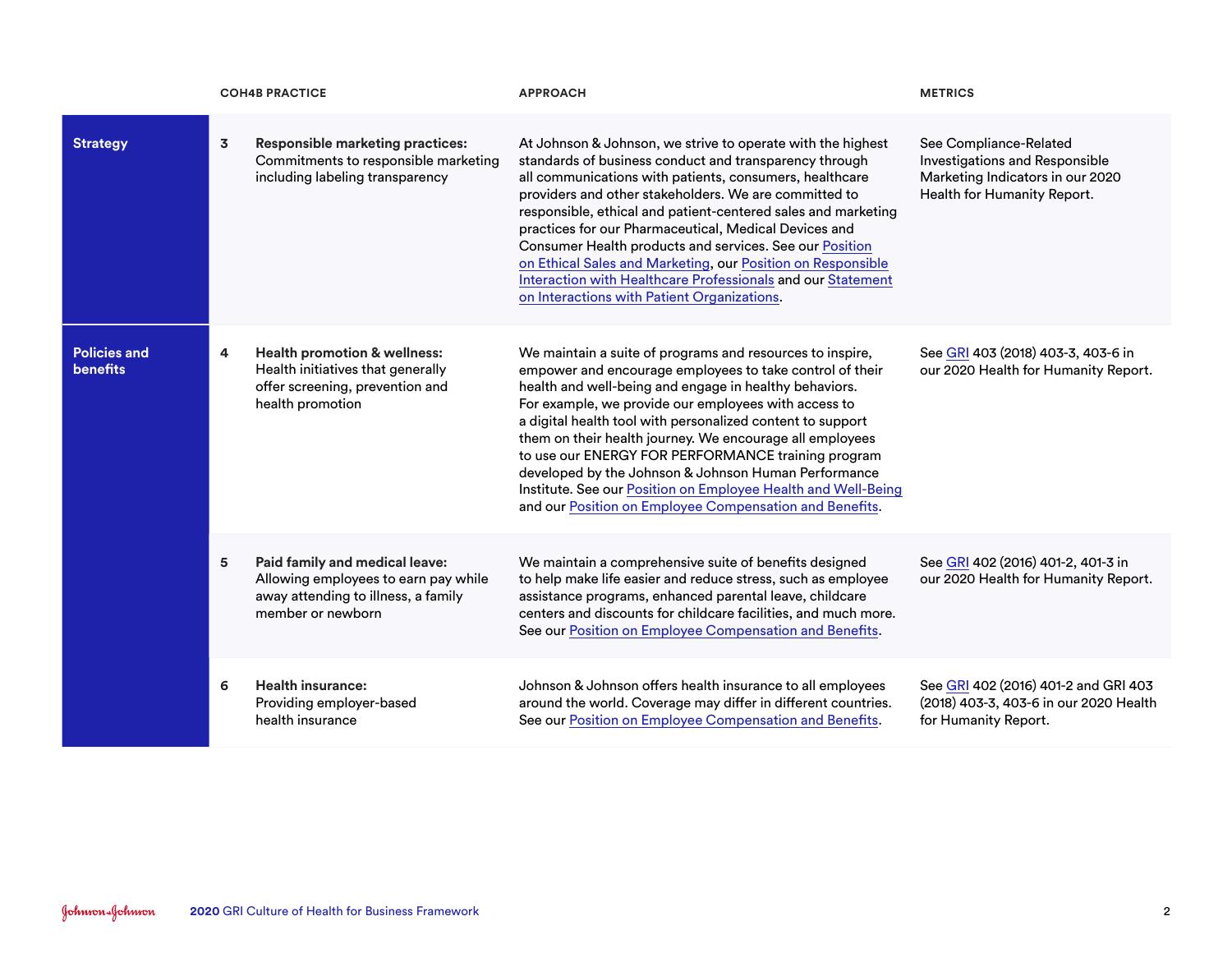| | | COH4B PRACTICE | APPROACH | METRICS |
|---|---|---|---|---|
| **Strategy** | 3 | **Responsible marketing practices:** Commitments to responsible marketing including labeling transparency | At Johnson & Johnson, we strive to operate with the highest standards of business conduct and transparency through all communications with patients, consumers, healthcare providers and other stakeholders. We are committed to responsible, ethical and patient-centered sales and marketing practices for our Pharmaceutical, Medical Devices and Consumer Health products and services. See our Position on Ethical Sales and Marketing, our Position on Responsible Interaction with Healthcare Professionals and our Statement on Interactions with Patient Organizations. | See Compliance-Related Investigations and Responsible Marketing Indicators in our 2020 Health for Humanity Report. |
| **Policies and benefits** | 4 | **Health promotion & wellness:** Health initiatives that generally offer screening, prevention and health promotion | We maintain a suite of programs and resources to inspire, empower and encourage employees to take control of their health and well-being and engage in healthy behaviors. For example, we provide our employees with access to a digital health tool with personalized content to support them on their health journey. We encourage all employees to use our ENERGY FOR PERFORMANCE training program developed by the Johnson & Johnson Human Performance Institute. See our Position on Employee Health and Well-Being and our Position on Employee Compensation and Benefits. | See GRI 403 (2018) 403-3, 403-6 in our 2020 Health for Humanity Report. |
| | 5 | **Paid family and medical leave:** Allowing employees to earn pay while away attending to illness, a family member or newborn | We maintain a comprehensive suite of benefits designed to help make life easier and reduce stress, such as employee assistance programs, enhanced parental leave, childcare centers and discounts for childcare facilities, and much more. See our Position on Employee Compensation and Benefits. | See GRI 402 (2016) 401-2, 401-3 in our 2020 Health for Humanity Report. |
| | 6 | **Health insurance:** Providing employer-based health insurance | Johnson & Johnson offers health insurance to all employees around the world. Coverage may differ in different countries. See our Position on Employee Compensation and Benefits. | See GRI 402 (2016) 401-2 and GRI 403 (2018) 403-3, 403-6 in our 2020 Health for Humanity Report. |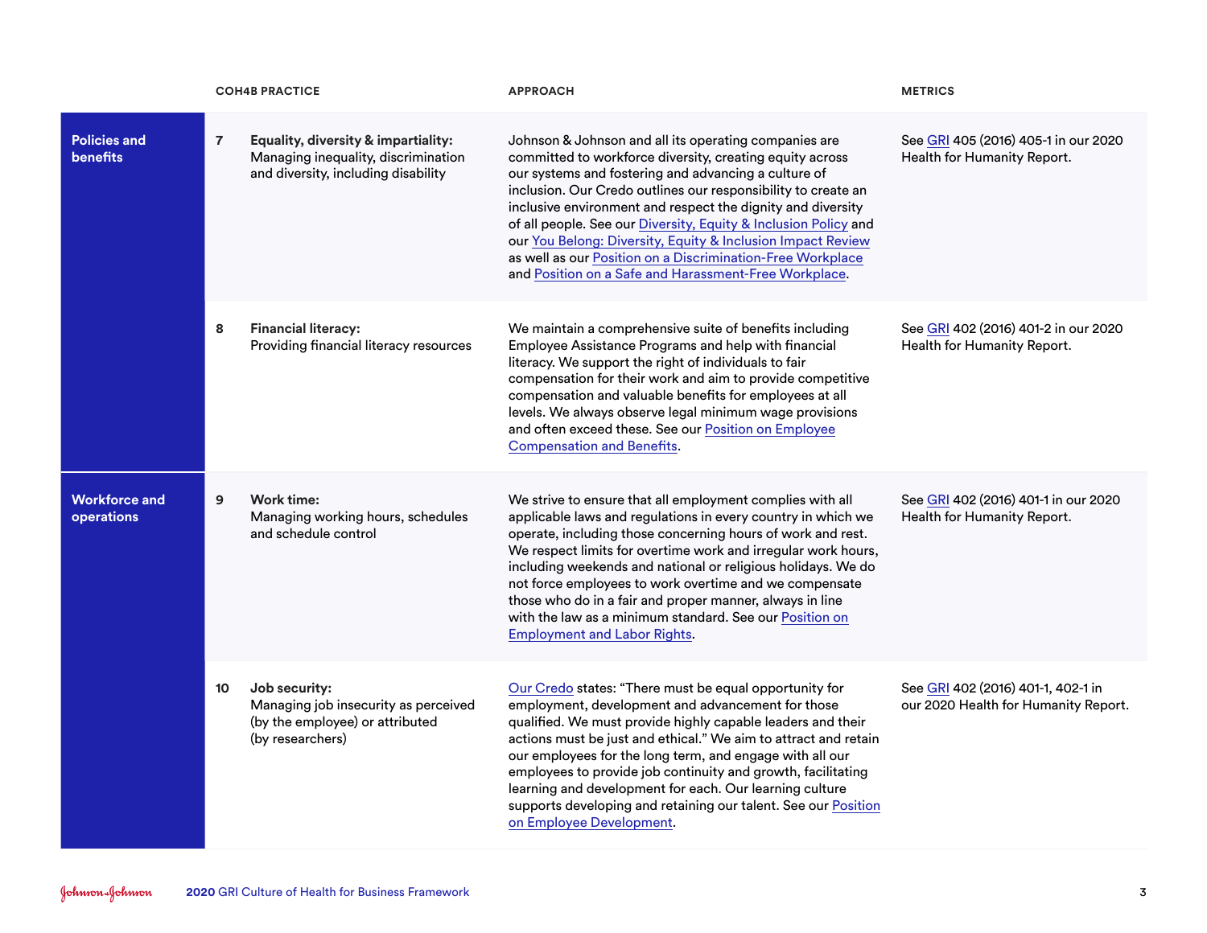| | | COH4B PRACTICE | APPROACH | METRICS |
|---|---|---|---|---|
| **Policies and benefits** | 7 | **Equality, diversity & impartiality:** Managing inequality, discrimination and diversity, including disability | Johnson & Johnson and all its operating companies are committed to workforce diversity, creating equity across our systems and fostering and advancing a culture of inclusion. Our Credo outlines our responsibility to create an inclusive environment and respect the dignity and diversity of all people. See our Diversity, Equity & Inclusion Policy and our You Belong: Diversity, Equity & Inclusion Impact Review as well as our Position on a Discrimination-Free Workplace and Position on a Safe and Harassment-Free Workplace. | See GRI 405 (2016) 405-1 in our 2020 Health for Humanity Report. |
| | 8 | **Financial literacy:** Providing financial literacy resources | We maintain a comprehensive suite of benefits including Employee Assistance Programs and help with financial literacy. We support the right of individuals to fair compensation for their work and aim to provide competitive compensation and valuable benefits for employees at all levels. We always observe legal minimum wage provisions and often exceed these. See our Position on Employee Compensation and Benefits. | See GRI 402 (2016) 401-2 in our 2020 Health for Humanity Report. |
| **Workforce and operations** | 9 | **Work time:** Managing working hours, schedules and schedule control | We strive to ensure that all employment complies with all applicable laws and regulations in every country in which we operate, including those concerning hours of work and rest. We respect limits for overtime work and irregular work hours, including weekends and national or religious holidays. We do not force employees to work overtime and we compensate those who do in a fair and proper manner, always in line with the law as a minimum standard. See our Position on Employment and Labor Rights. | See GRI 402 (2016) 401-1 in our 2020 Health for Humanity Report. |
| | 10 | **Job security:** Managing job insecurity as perceived (by the employee) or attributed (by researchers) | Our Credo states: "There must be equal opportunity for employment, development and advancement for those qualified. We must provide highly capable leaders and their actions must be just and ethical." We aim to attract and retain our employees for the long term, and engage with all our employees to provide job continuity and growth, facilitating learning and development for each. Our learning culture supports developing and retaining our talent. See our Position on Employee Development. | See GRI 402 (2016) 401-1, 402-1 in our 2020 Health for Humanity Report. |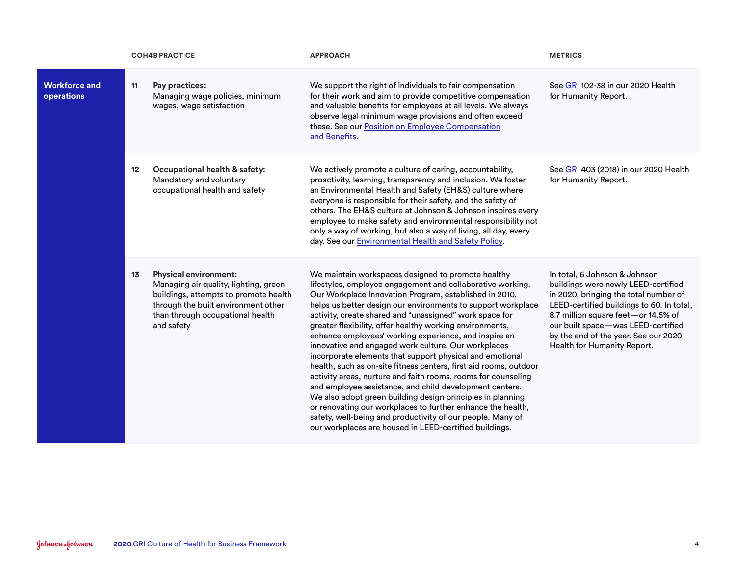| | COH4B PRACTICE | | APPROACH | METRICS |
|---|---|---|---|---|
| **Workforce and operations** | 11 | **Pay practices:** Managing wage policies, minimum wages, wage satisfaction | We support the right of individuals to fair compensation for their work and aim to provide competitive compensation and valuable benefits for employees at all levels. We always observe legal minimum wage provisions and often exceed these. See our Position on Employee Compensation and Benefits. | See GRI 102-38 in our 2020 Health for Humanity Report. |
| | 12 | **Occupational health & safety:** Mandatory and voluntary occupational health and safety | We actively promote a culture of caring, accountability, proactivity, learning, transparency and inclusion. We foster an Environmental Health and Safety (EH&S) culture where everyone is responsible for their safety, and the safety of others. The EH&S culture at Johnson & Johnson inspires every employee to make safety and environmental responsibility not only a way of working, but also a way of living, all day, every day. See our Environmental Health and Safety Policy. | See GRI 403 (2018) in our 2020 Health for Humanity Report. |
| | 13 | **Physical environment:** Managing air quality, lighting, green buildings, attempts to promote health through the built environment other than through occupational health and safety | We maintain workspaces designed to promote healthy lifestyles, employee engagement and collaborative working. Our Workplace Innovation Program, established in 2010, helps us better design our environments to support workplace activity, create shared and "unassigned" work space for greater flexibility, offer healthy working environments, enhance employees' working experience, and inspire an innovative and engaged work culture. Our workplaces incorporate elements that support physical and emotional health, such as on-site fitness centers, first aid rooms, outdoor activity areas, nurture and faith rooms, rooms for counseling and employee assistance, and child development centers. We also adopt green building design principles in planning or renovating our workplaces to further enhance the health, safety, well-being and productivity of our people. Many of our workplaces are housed in LEED-certified buildings. | In total, 6 Johnson & Johnson buildings were newly LEED-certified in 2020, bringing the total number of LEED-certified buildings to 60. In total, 8.7 million square feet—or 14.5% of our built space—was LEED-certified by the end of the year. See our 2020 Health for Humanity Report. |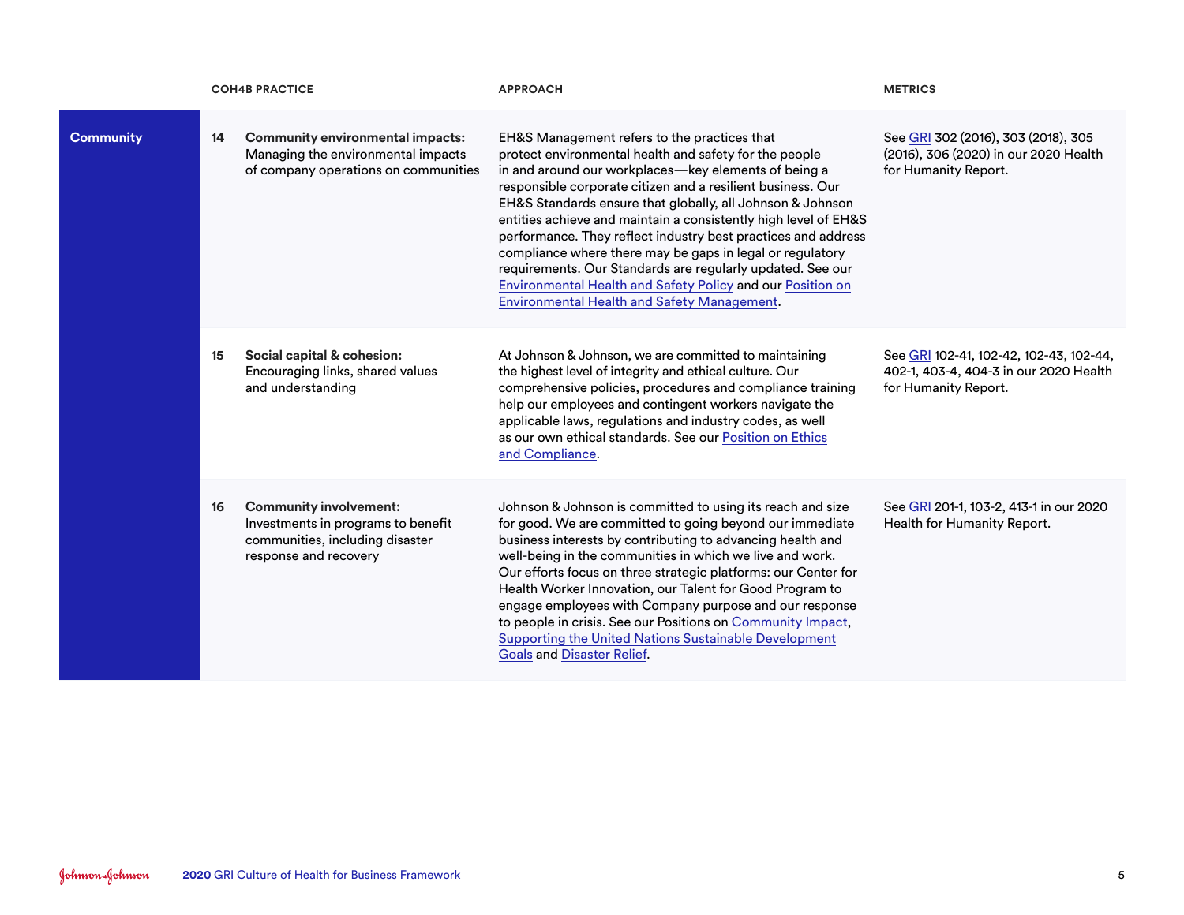| | | COH4B PRACTICE | APPROACH | METRICS |
|---|---|---|---|---|
| **Community** | **14** | **Community environmental impacts:** Managing the environmental impacts of company operations on communities | EH&S Management refers to the practices that protect environmental health and safety for the people in and around our workplaces—key elements of being a responsible corporate citizen and a resilient business. Our EH&S Standards ensure that globally, all Johnson & Johnson entities achieve and maintain a consistently high level of EH&S performance. They reflect industry best practices and address compliance where there may be gaps in legal or regulatory requirements. Our Standards are regularly updated. See our Environmental Health and Safety Policy and our Position on Environmental Health and Safety Management. | See GRI 302 (2016), 303 (2018), 305 (2016), 306 (2020) in our 2020 Health for Humanity Report. |
| | **15** | **Social capital & cohesion:** Encouraging links, shared values and understanding | At Johnson & Johnson, we are committed to maintaining the highest level of integrity and ethical culture. Our comprehensive policies, procedures and compliance training help our employees and contingent workers navigate the applicable laws, regulations and industry codes, as well as our own ethical standards. See our Position on Ethics and Compliance. | See GRI 102-41, 102-42, 102-43, 102-44, 402-1, 403-4, 404-3 in our 2020 Health for Humanity Report. |
| | **16** | **Community involvement:** Investments in programs to benefit communities, including disaster response and recovery | Johnson & Johnson is committed to using its reach and size for good. We are committed to going beyond our immediate business interests by contributing to advancing health and well-being in the communities in which we live and work. Our efforts focus on three strategic platforms: our Center for Health Worker Innovation, our Talent for Good Program to engage employees with Company purpose and our response to people in crisis. See our Positions on Community Impact, Supporting the United Nations Sustainable Development Goals and Disaster Relief. | See GRI 201-1, 103-2, 413-1 in our 2020 Health for Humanity Report. |